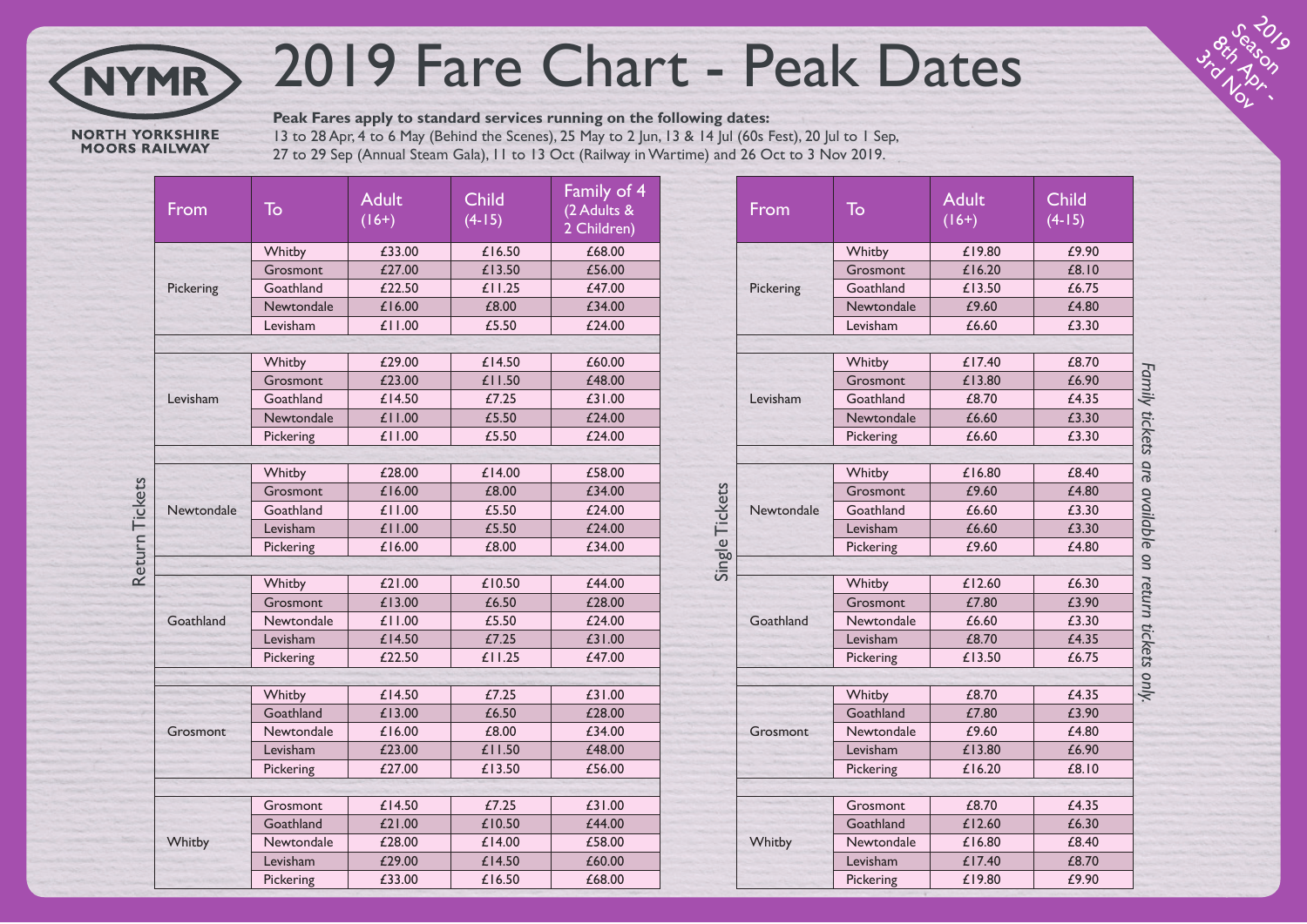# 2019 Fare Chart - Peak Dates

**NYMR**
**NORTH YORKSHIRE MOORS RAILWAY**

2019 Season 8th Apr - 3rd Nov

**Peak Fares apply to standard services running on the following dates:**
13 to 28 Apr, 4 to 6 May (Behind the Scenes), 25 May to 2 Jun, 13 & 14 Jul (60s Fest), 20 Jul to 1 Sep, 27 to 29 Sep (Annual Steam Gala), 11 to 13 Oct (Railway in Wartime) and 26 Oct to 3 Nov 2019.

## Return Tickets

| From | To | Adult (16+) | Child (4-15) | Family of 4 (2 Adults & 2 Children) |
|---|---|---|---|---|
| Pickering | Whitby | £33.00 | £16.50 | £68.00 |
| | Grosmont | £27.00 | £13.50 | £56.00 |
| | Goathland | £22.50 | £11.25 | £47.00 |
| | Newtondale | £16.00 | £8.00 | £34.00 |
| | Levisham | £11.00 | £5.50 | £24.00 |
| Levisham | Whitby | £29.00 | £14.50 | £60.00 |
| | Grosmont | £23.00 | £11.50 | £48.00 |
| | Goathland | £14.50 | £7.25 | £31.00 |
| | Newtondale | £11.00 | £5.50 | £24.00 |
| | Pickering | £11.00 | £5.50 | £24.00 |
| Newtondale | Whitby | £28.00 | £14.00 | £58.00 |
| | Grosmont | £16.00 | £8.00 | £34.00 |
| | Goathland | £11.00 | £5.50 | £24.00 |
| | Levisham | £11.00 | £5.50 | £24.00 |
| | Pickering | £16.00 | £8.00 | £34.00 |
| Goathland | Whitby | £21.00 | £10.50 | £44.00 |
| | Grosmont | £13.00 | £6.50 | £28.00 |
| | Newtondale | £11.00 | £5.50 | £24.00 |
| | Levisham | £14.50 | £7.25 | £31.00 |
| | Pickering | £22.50 | £11.25 | £47.00 |
| Grosmont | Whitby | £14.50 | £7.25 | £31.00 |
| | Goathland | £13.00 | £6.50 | £28.00 |
| | Newtondale | £16.00 | £8.00 | £34.00 |
| | Levisham | £23.00 | £11.50 | £48.00 |
| | Pickering | £27.00 | £13.50 | £56.00 |
| Whitby | Grosmont | £14.50 | £7.25 | £31.00 |
| | Goathland | £21.00 | £10.50 | £44.00 |
| | Newtondale | £28.00 | £14.00 | £58.00 |
| | Levisham | £29.00 | £14.50 | £60.00 |
| | Pickering | £33.00 | £16.50 | £68.00 |

## Single Tickets

| From | To | Adult (16+) | Child (4-15) |
|---|---|---|---|
| Pickering | Whitby | £19.80 | £9.90 |
| | Grosmont | £16.20 | £8.10 |
| | Goathland | £13.50 | £6.75 |
| | Newtondale | £9.60 | £4.80 |
| | Levisham | £6.60 | £3.30 |
| Levisham | Whitby | £17.40 | £8.70 |
| | Grosmont | £13.80 | £6.90 |
| | Goathland | £8.70 | £4.35 |
| | Newtondale | £6.60 | £3.30 |
| | Pickering | £6.60 | £3.30 |
| Newtondale | Whitby | £16.80 | £8.40 |
| | Grosmont | £9.60 | £4.80 |
| | Goathland | £6.60 | £3.30 |
| | Levisham | £6.60 | £3.30 |
| | Pickering | £9.60 | £4.80 |
| Goathland | Whitby | £12.60 | £6.30 |
| | Grosmont | £7.80 | £3.90 |
| | Newtondale | £6.60 | £3.30 |
| | Levisham | £8.70 | £4.35 |
| | Pickering | £13.50 | £6.75 |
| Grosmont | Whitby | £8.70 | £4.35 |
| | Goathland | £7.80 | £3.90 |
| | Newtondale | £9.60 | £4.80 |
| | Levisham | £13.80 | £6.90 |
| | Pickering | £16.20 | £8.10 |
| Whitby | Grosmont | £8.70 | £4.35 |
| | Goathland | £12.60 | £6.30 |
| | Newtondale | £16.80 | £8.40 |
| | Levisham | £17.40 | £8.70 |
| | Pickering | £19.80 | £9.90 |

*Family tickets are available on return tickets only.*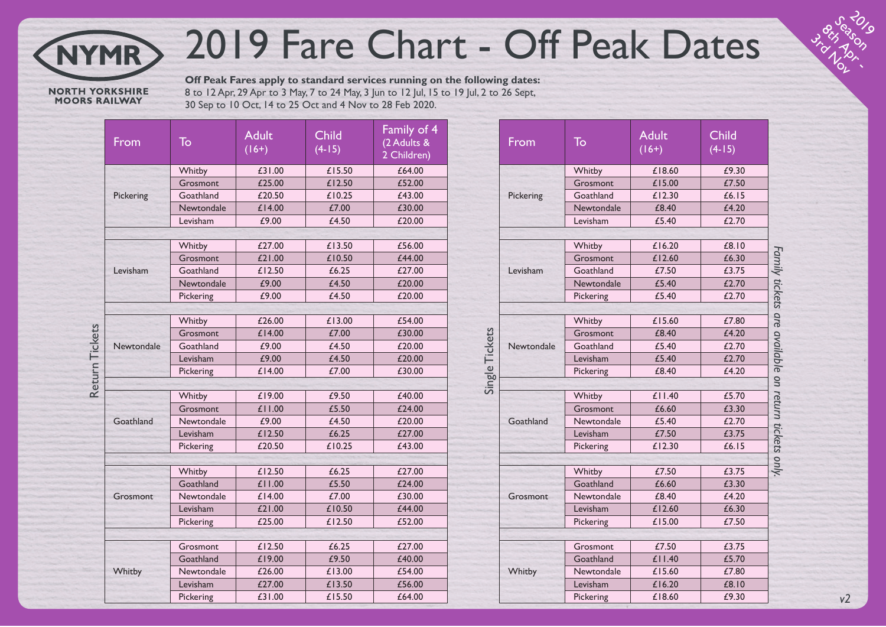NYMR

NORTH YORKSHIRE MOORS RAILWAY

# 2019 Fare Chart - Off Peak Dates

2019 Season 8th Apr - 3rd Nov

**Off Peak Fares apply to standard services running on the following dates:**
8 to 12 Apr, 29 Apr to 3 May, 7 to 24 May, 3 Jun to 12 Jul, 15 to 19 Jul, 2 to 26 Sept, 30 Sep to 10 Oct, 14 to 25 Oct and 4 Nov to 28 Feb 2020.

## Return Tickets

| From | To | Adult (16+) | Child (4-15) | Family of 4 (2 Adults & 2 Children) |
|---|---|---|---|---|
| Pickering | Whitby | £31.00 | £15.50 | £64.00 |
| | Grosmont | £25.00 | £12.50 | £52.00 |
| | Goathland | £20.50 | £10.25 | £43.00 |
| | Newtondale | £14.00 | £7.00 | £30.00 |
| | Levisham | £9.00 | £4.50 | £20.00 |
| Levisham | Whitby | £27.00 | £13.50 | £56.00 |
| | Grosmont | £21.00 | £10.50 | £44.00 |
| | Goathland | £12.50 | £6.25 | £27.00 |
| | Newtondale | £9.00 | £4.50 | £20.00 |
| | Pickering | £9.00 | £4.50 | £20.00 |
| Newtondale | Whitby | £26.00 | £13.00 | £54.00 |
| | Grosmont | £14.00 | £7.00 | £30.00 |
| | Goathland | £9.00 | £4.50 | £20.00 |
| | Levisham | £9.00 | £4.50 | £20.00 |
| | Pickering | £14.00 | £7.00 | £30.00 |
| Goathland | Whitby | £19.00 | £9.50 | £40.00 |
| | Grosmont | £11.00 | £5.50 | £24.00 |
| | Newtondale | £9.00 | £4.50 | £20.00 |
| | Levisham | £12.50 | £6.25 | £27.00 |
| | Pickering | £20.50 | £10.25 | £43.00 |
| Grosmont | Whitby | £12.50 | £6.25 | £27.00 |
| | Goathland | £11.00 | £5.50 | £24.00 |
| | Newtondale | £14.00 | £7.00 | £30.00 |
| | Levisham | £21.00 | £10.50 | £44.00 |
| | Pickering | £25.00 | £12.50 | £52.00 |
| Whitby | Grosmont | £12.50 | £6.25 | £27.00 |
| | Goathland | £19.00 | £9.50 | £40.00 |
| | Newtondale | £26.00 | £13.00 | £54.00 |
| | Levisham | £27.00 | £13.50 | £56.00 |
| | Pickering | £31.00 | £15.50 | £64.00 |

## Single Tickets

| From | To | Adult (16+) | Child (4-15) |
|---|---|---|---|
| Pickering | Whitby | £18.60 | £9.30 |
| | Grosmont | £15.00 | £7.50 |
| | Goathland | £12.30 | £6.15 |
| | Newtondale | £8.40 | £4.20 |
| | Levisham | £5.40 | £2.70 |
| Levisham | Whitby | £16.20 | £8.10 |
| | Grosmont | £12.60 | £6.30 |
| | Goathland | £7.50 | £3.75 |
| | Newtondale | £5.40 | £2.70 |
| | Pickering | £5.40 | £2.70 |
| Newtondale | Whitby | £15.60 | £7.80 |
| | Grosmont | £8.40 | £4.20 |
| | Goathland | £5.40 | £2.70 |
| | Levisham | £5.40 | £2.70 |
| | Pickering | £8.40 | £4.20 |
| Goathland | Whitby | £11.40 | £5.70 |
| | Grosmont | £6.60 | £3.30 |
| | Newtondale | £5.40 | £2.70 |
| | Levisham | £7.50 | £3.75 |
| | Pickering | £12.30 | £6.15 |
| Grosmont | Whitby | £7.50 | £3.75 |
| | Goathland | £6.60 | £3.30 |
| | Newtondale | £8.40 | £4.20 |
| | Levisham | £12.60 | £6.30 |
| | Pickering | £15.00 | £7.50 |
| Whitby | Grosmont | £7.50 | £3.75 |
| | Goathland | £11.40 | £5.70 |
| | Newtondale | £15.60 | £7.80 |
| | Levisham | £16.20 | £8.10 |
| | Pickering | £18.60 | £9.30 |

*Family tickets are available on return tickets only.*

v2